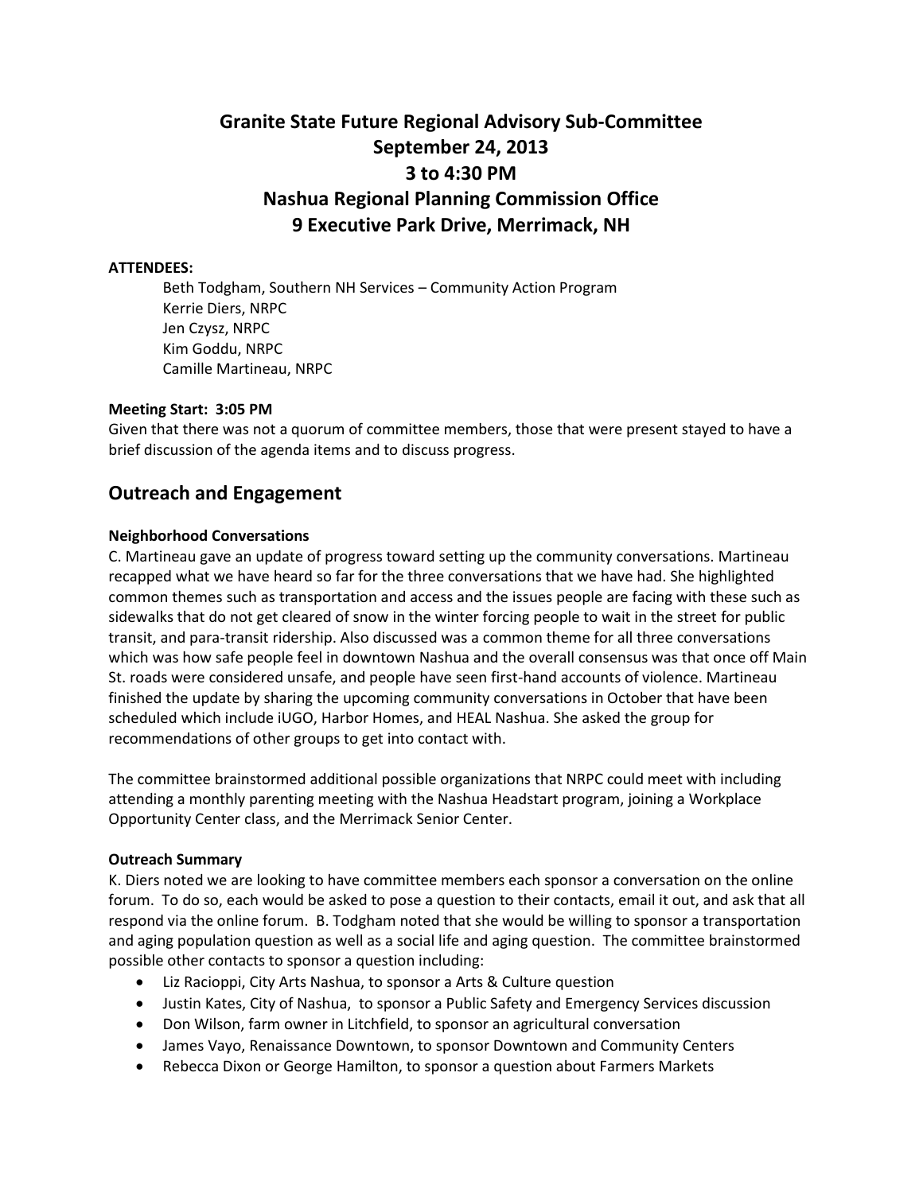# Granite State Future Regional Advisory Sub-Committee
# September 24, 2013
# 3 to 4:30 PM
# Nashua Regional Planning Commission Office
# 9 Executive Park Drive, Merrimack, NH

**ATTENDEES:**

Beth Todgham, Southern NH Services – Community Action Program
Kerrie Diers, NRPC
Jen Czysz, NRPC
Kim Goddu, NRPC
Camille Martineau, NRPC

**Meeting Start: 3:05 PM**

Given that there was not a quorum of committee members, those that were present stayed to have a brief discussion of the agenda items and to discuss progress.

## Outreach and Engagement

**Neighborhood Conversations**

C. Martineau gave an update of progress toward setting up the community conversations. Martineau recapped what we have heard so far for the three conversations that we have had. She highlighted common themes such as transportation and access and the issues people are facing with these such as sidewalks that do not get cleared of snow in the winter forcing people to wait in the street for public transit, and para-transit ridership. Also discussed was a common theme for all three conversations which was how safe people feel in downtown Nashua and the overall consensus was that once off Main St. roads were considered unsafe, and people have seen first-hand accounts of violence. Martineau finished the update by sharing the upcoming community conversations in October that have been scheduled which include iUGO, Harbor Homes, and HEAL Nashua. She asked the group for recommendations of other groups to get into contact with.

The committee brainstormed additional possible organizations that NRPC could meet with including attending a monthly parenting meeting with the Nashua Headstart program, joining a Workplace Opportunity Center class, and the Merrimack Senior Center.

**Outreach Summary**

K. Diers noted we are looking to have committee members each sponsor a conversation on the online forum. To do so, each would be asked to pose a question to their contacts, email it out, and ask that all respond via the online forum. B. Todgham noted that she would be willing to sponsor a transportation and aging population question as well as a social life and aging question. The committee brainstormed possible other contacts to sponsor a question including:

- Liz Racioppi, City Arts Nashua, to sponsor a Arts & Culture question
- Justin Kates, City of Nashua, to sponsor a Public Safety and Emergency Services discussion
- Don Wilson, farm owner in Litchfield, to sponsor an agricultural conversation
- James Vayo, Renaissance Downtown, to sponsor Downtown and Community Centers
- Rebecca Dixon or George Hamilton, to sponsor a question about Farmers Markets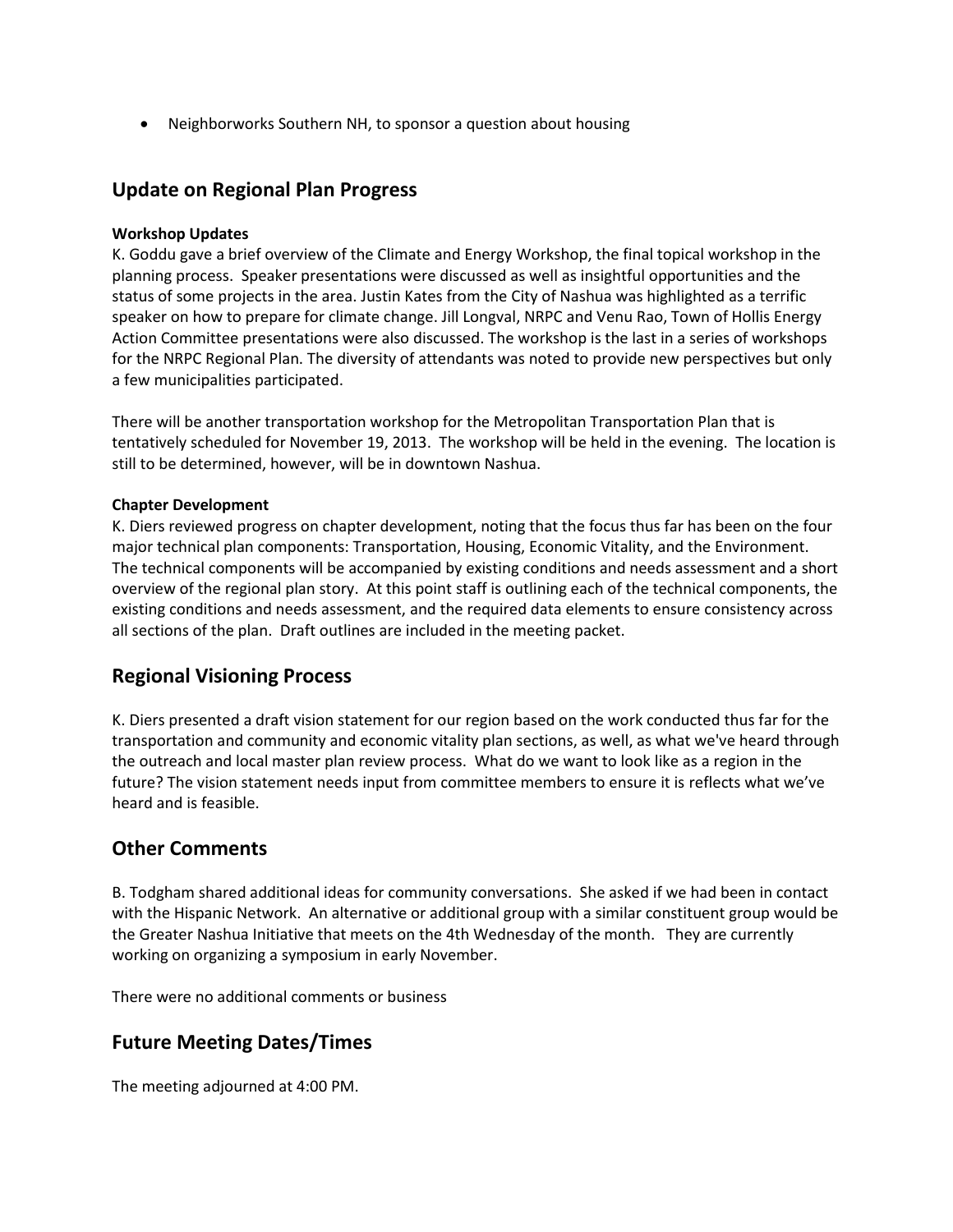- Neighborworks Southern NH, to sponsor a question about housing

## Update on Regional Plan Progress

**Workshop Updates**

K. Goddu gave a brief overview of the Climate and Energy Workshop, the final topical workshop in the planning process. Speaker presentations were discussed as well as insightful opportunities and the status of some projects in the area. Justin Kates from the City of Nashua was highlighted as a terrific speaker on how to prepare for climate change. Jill Longval, NRPC and Venu Rao, Town of Hollis Energy Action Committee presentations were also discussed. The workshop is the last in a series of workshops for the NRPC Regional Plan. The diversity of attendants was noted to provide new perspectives but only a few municipalities participated.

There will be another transportation workshop for the Metropolitan Transportation Plan that is tentatively scheduled for November 19, 2013. The workshop will be held in the evening. The location is still to be determined, however, will be in downtown Nashua.

**Chapter Development**

K. Diers reviewed progress on chapter development, noting that the focus thus far has been on the four major technical plan components: Transportation, Housing, Economic Vitality, and the Environment. The technical components will be accompanied by existing conditions and needs assessment and a short overview of the regional plan story. At this point staff is outlining each of the technical components, the existing conditions and needs assessment, and the required data elements to ensure consistency across all sections of the plan. Draft outlines are included in the meeting packet.

## Regional Visioning Process

K. Diers presented a draft vision statement for our region based on the work conducted thus far for the transportation and community and economic vitality plan sections, as well, as what we've heard through the outreach and local master plan review process. What do we want to look like as a region in the future? The vision statement needs input from committee members to ensure it is reflects what we've heard and is feasible.

## Other Comments

B. Todgham shared additional ideas for community conversations. She asked if we had been in contact with the Hispanic Network. An alternative or additional group with a similar constituent group would be the Greater Nashua Initiative that meets on the 4th Wednesday of the month. They are currently working on organizing a symposium in early November.

There were no additional comments or business

## Future Meeting Dates/Times

The meeting adjourned at 4:00 PM.